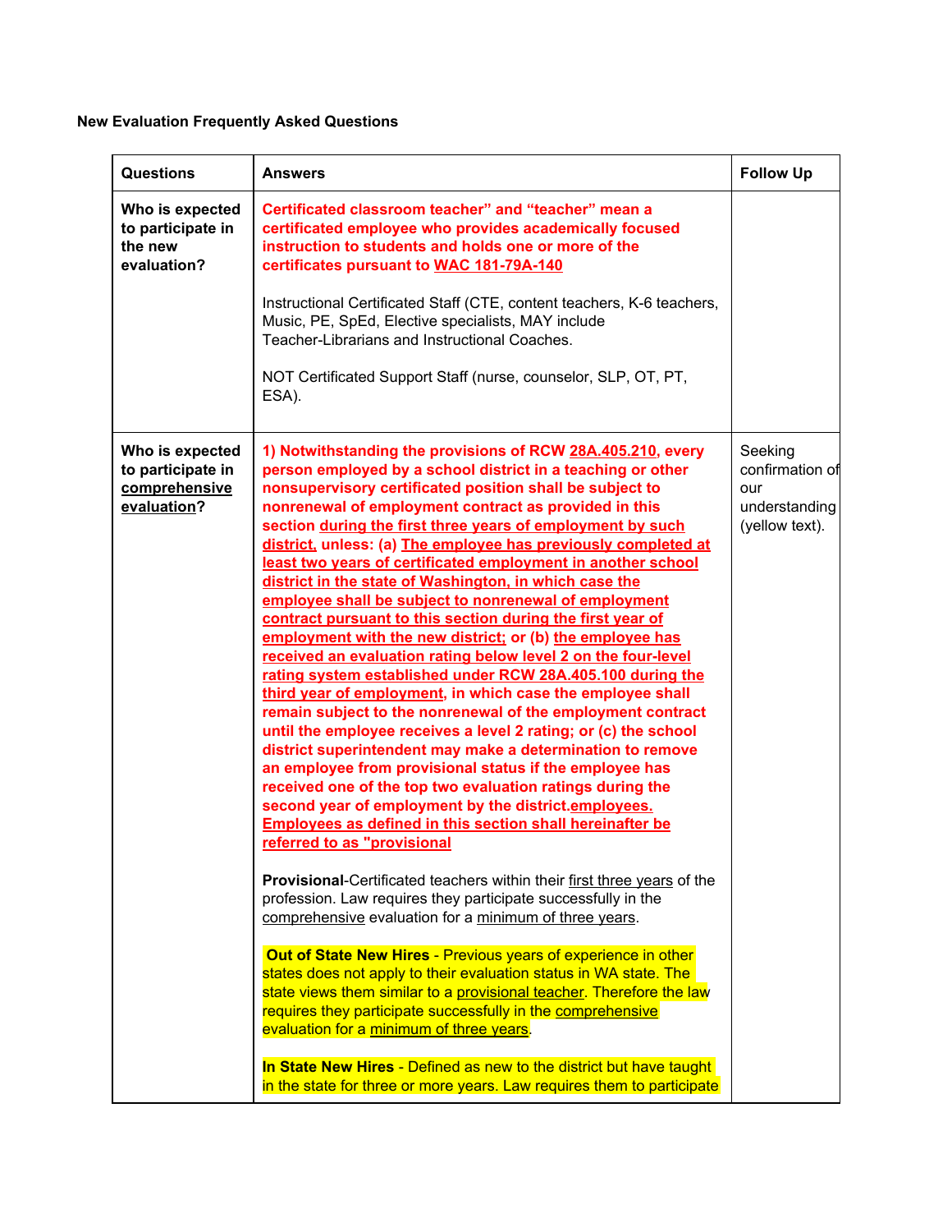**New Evaluation Frequently Asked Questions**

| Questions | Answers | Follow Up |
|---|---|---|
| **Who is expected to participate in the new evaluation?** | **Certificated classroom teacher" and "teacher" mean a certificated employee who provides academically focused instruction to students and holds one or more of the certificates pursuant to WAC 181-79A-140**<br><br>Instructional Certificated Staff (CTE, content teachers, K-6 teachers, Music, PE, SpEd, Elective specialists, MAY include Teacher-Librarians and Instructional Coaches.<br><br>NOT Certificated Support Staff (nurse, counselor, SLP, OT, PT, ESA). | |
| **Who is expected to participate in comprehensive evaluation?** | **1) Notwithstanding the provisions of RCW 28A.405.210, every person employed by a school district in a teaching or other nonsupervisory certificated position shall be subject to nonrenewal of employment contract as provided in this section during the first three years of employment by such district, unless: (a) The employee has previously completed at least two years of certificated employment in another school district in the state of Washington, in which case the employee shall be subject to nonrenewal of employment contract pursuant to this section during the first year of employment with the new district; or (b) the employee has received an evaluation rating below level 2 on the four-level rating system established under RCW 28A.405.100 during the third year of employment, in which case the employee shall remain subject to the nonrenewal of the employment contract until the employee receives a level 2 rating; or (c) the school district superintendent may make a determination to remove an employee from provisional status if the employee has received one of the top two evaluation ratings during the second year of employment by the district.employees. Employees as defined in this section shall hereinafter be referred to as "provisional**<br><br>**Provisional**-Certificated teachers within their first three years of the profession. Law requires they participate successfully in the comprehensive evaluation for a minimum of three years.<br><br>**Out of State New Hires** - Previous years of experience in other states does not apply to their evaluation status in WA state. The state views them similar to a provisional teacher. Therefore the law requires they participate successfully in the comprehensive evaluation for a minimum of three years.<br><br>**In State New Hires** - Defined as new to the district but have taught in the state for three or more years. Law requires them to participate | Seeking confirmation of our understanding (yellow text). |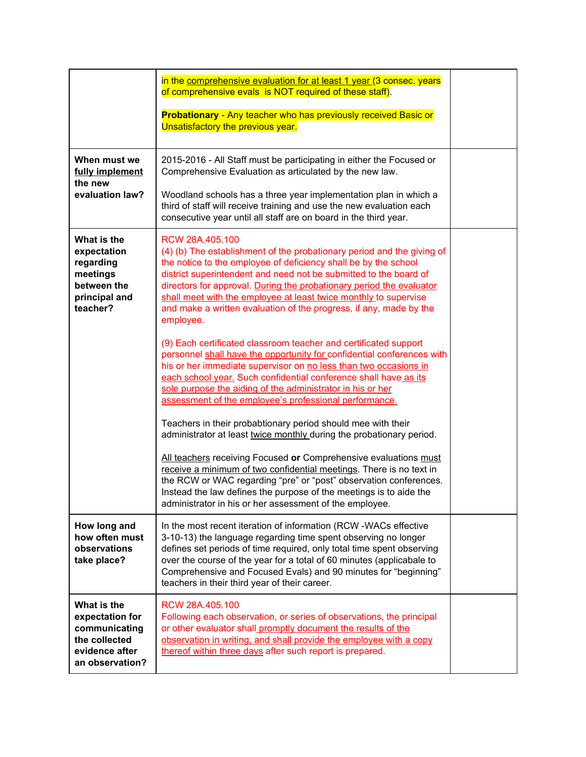| | | |
|---|---|---|
| | in the comprehensive evaluation for at least 1 year (3 consec. years of comprehensive evals is NOT required of these staff).<br><br>**Probationary** - Any teacher who has previously received Basic or Unsatisfactory the previous year. | |
| **When must we fully implement the new evaluation law?** | 2015-2016 - All Staff must be participating in either the Focused or Comprehensive Evaluation as articulated by the new law.<br><br>Woodland schools has a three year implementation plan in which a third of staff will receive training and use the new evaluation each consecutive year until all staff are on board in the third year. | |
| **What is the expectation regarding meetings between the principal and teacher?** | RCW 28A.405.100<br>(4) (b) The establishment of the probationary period and the giving of the notice to the employee of deficiency shall be by the school district superintendent and need not be submitted to the board of directors for approval. During the probationary period the evaluator shall meet with the employee at least twice monthly to supervise and make a written evaluation of the progress, if any, made by the employee.<br><br>(9) Each certificated classroom teacher and certificated support personnel shall have the opportunity for confidential conferences with his or her immediate supervisor on no less than two occasions in each school year. Such confidential conference shall have as its sole purpose the aiding of the administrator in his or her assessment of the employee's professional performance.<br><br>Teachers in their probabtionary period should mee with their administrator at least twice monthly during the probationary period.<br><br>All teachers receiving Focused **or** Comprehensive evaluations must receive a minimum of two confidential meetings. There is no text in the RCW or WAC regarding "pre" or "post" observation conferences. Instead the law defines the purpose of the meetings is to aide the administrator in his or her assessment of the employee. | |
| **How long and how often must observations take place?** | In the most recent iteration of information (RCW -WACs effective 3-10-13) the language regarding time spent observing no longer defines set periods of time required, only total time spent observing over the course of the year for a total of 60 minutes (applicable to Comprehensive and Focused Evals) and 90 minutes for "beginning" teachers in their third year of their career. | |
| **What is the expectation for communicating the collected evidence after an observation?** | RCW 28A.405.100<br>Following each observation, or series of observations, the principal or other evaluator shall promptly document the results of the observation in writing, and shall provide the employee with a copy thereof within three days after such report is prepared. | |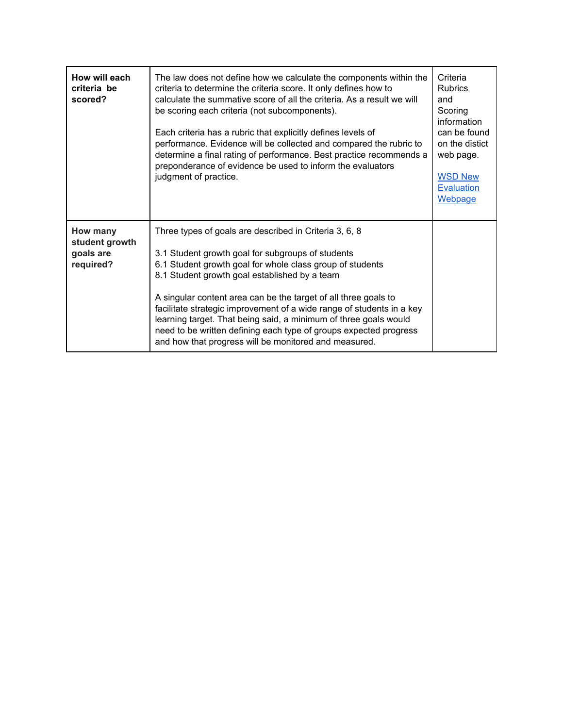| **How will each criteria be scored?** | The law does not define how we calculate the components within the criteria to determine the criteria score. It only defines how to calculate the summative score of all the criteria. As a result we will be scoring each criteria (not subcomponents).<br><br>Each criteria has a rubric that explicitly defines levels of performance. Evidence will be collected and compared the rubric to determine a final rating of performance. Best practice recommends a preponderance of evidence be used to inform the evaluators judgment of practice. | Criteria Rubrics and Scoring information can be found on the distict web page.<br><br>[WSD New Evaluation Webpage]() |
|---|---|---|
| **How many student growth goals are required?** | Three types of goals are described in Criteria 3, 6, 8<br><br>3.1 Student growth goal for subgroups of students<br>6.1 Student growth goal for whole class group of students<br>8.1 Student growth goal established by a team<br><br>A singular content area can be the target of all three goals to facilitate strategic improvement of a wide range of students in a key learning target. That being said, a minimum of three goals would need to be written defining each type of groups expected progress and how that progress will be monitored and measured. | |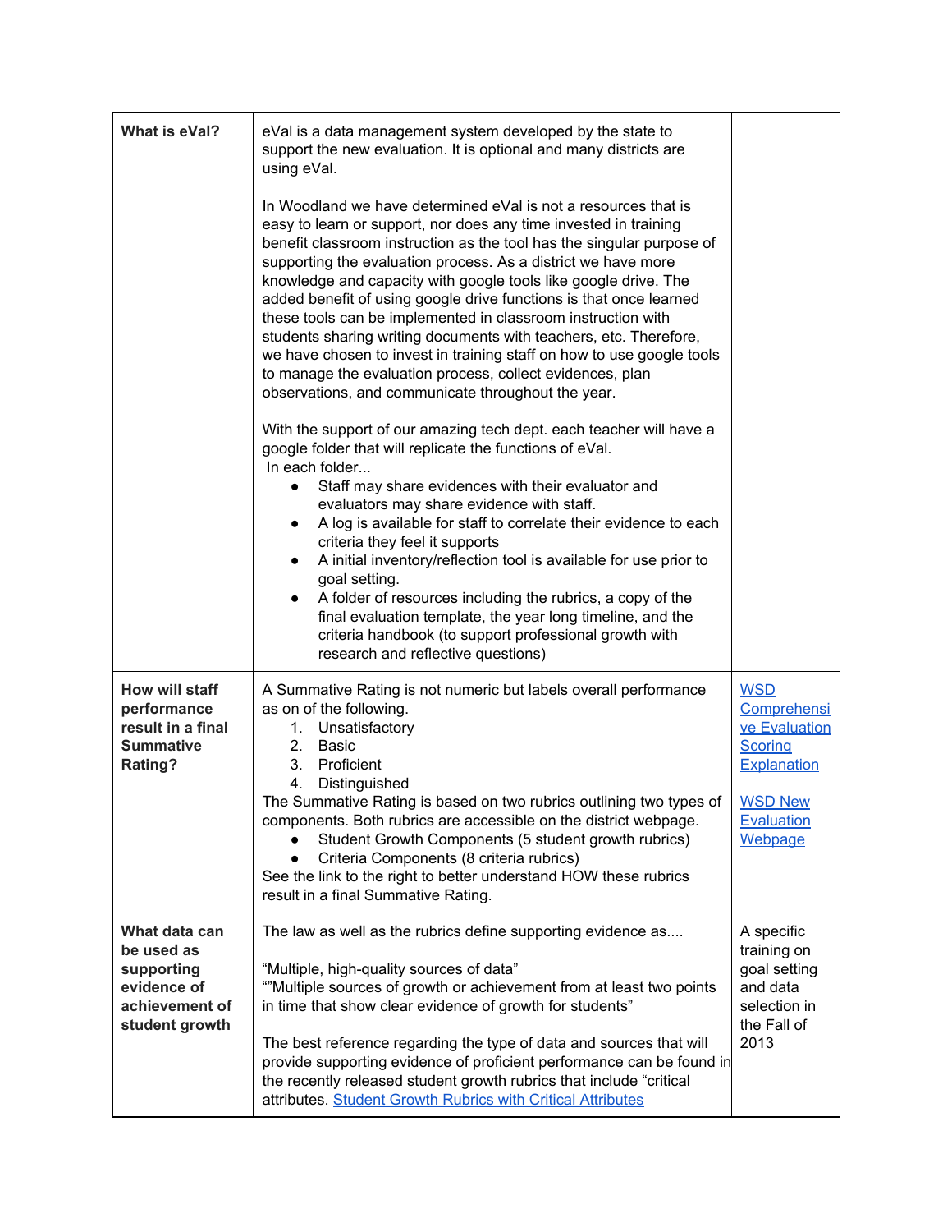| | | |
|---|---|---|
| **What is eVal?** | eVal is a data management system developed by the state to support the new evaluation. It is optional and many districts are using eVal.<br><br>In Woodland we have determined eVal is not a resources that is easy to learn or support, nor does any time invested in training benefit classroom instruction as the tool has the singular purpose of supporting the evaluation process. As a district we have more knowledge and capacity with google tools like google drive. The added benefit of using google drive functions is that once learned these tools can be implemented in classroom instruction with students sharing writing documents with teachers, etc. Therefore, we have chosen to invest in training staff on how to use google tools to manage the evaluation process, collect evidences, plan observations, and communicate throughout the year.<br><br>With the support of our amazing tech dept. each teacher will have a google folder that will replicate the functions of eVal.<br>In each folder...<br>● Staff may share evidences with their evaluator and evaluators may share evidence with staff.<br>● A log is available for staff to correlate their evidence to each criteria they feel it supports<br>● A initial inventory/reflection tool is available for use prior to goal setting.<br>● A folder of resources including the rubrics, a copy of the final evaluation template, the year long timeline, and the criteria handbook (to support professional growth with research and reflective questions) | |
| **How will staff performance result in a final Summative Rating?** | A Summative Rating is not numeric but labels overall performance as on of the following.<br>1. Unsatisfactory<br>2. Basic<br>3. Proficient<br>4. Distinguished<br>The Summative Rating is based on two rubrics outlining two types of components. Both rubrics are accessible on the district webpage.<br>● Student Growth Components (5 student growth rubrics)<br>● Criteria Components (8 criteria rubrics)<br>See the link to the right to better understand HOW these rubrics result in a final Summative Rating. | WSD Comprehensive Evaluation Scoring Explanation<br><br>WSD New Evaluation Webpage |
| **What data can be used as supporting evidence of achievement of student growth** | The law as well as the rubrics define supporting evidence as....<br><br>"Multiple, high-quality sources of data"<br>""Multiple sources of growth or achievement from at least two points in time that show clear evidence of growth for students"<br><br>The best reference regarding the type of data and sources that will provide supporting evidence of proficient performance can be found in the recently released student growth rubrics that include "critical attributes. Student Growth Rubrics with Critical Attributes | A specific training on goal setting and data selection in the Fall of 2013 |